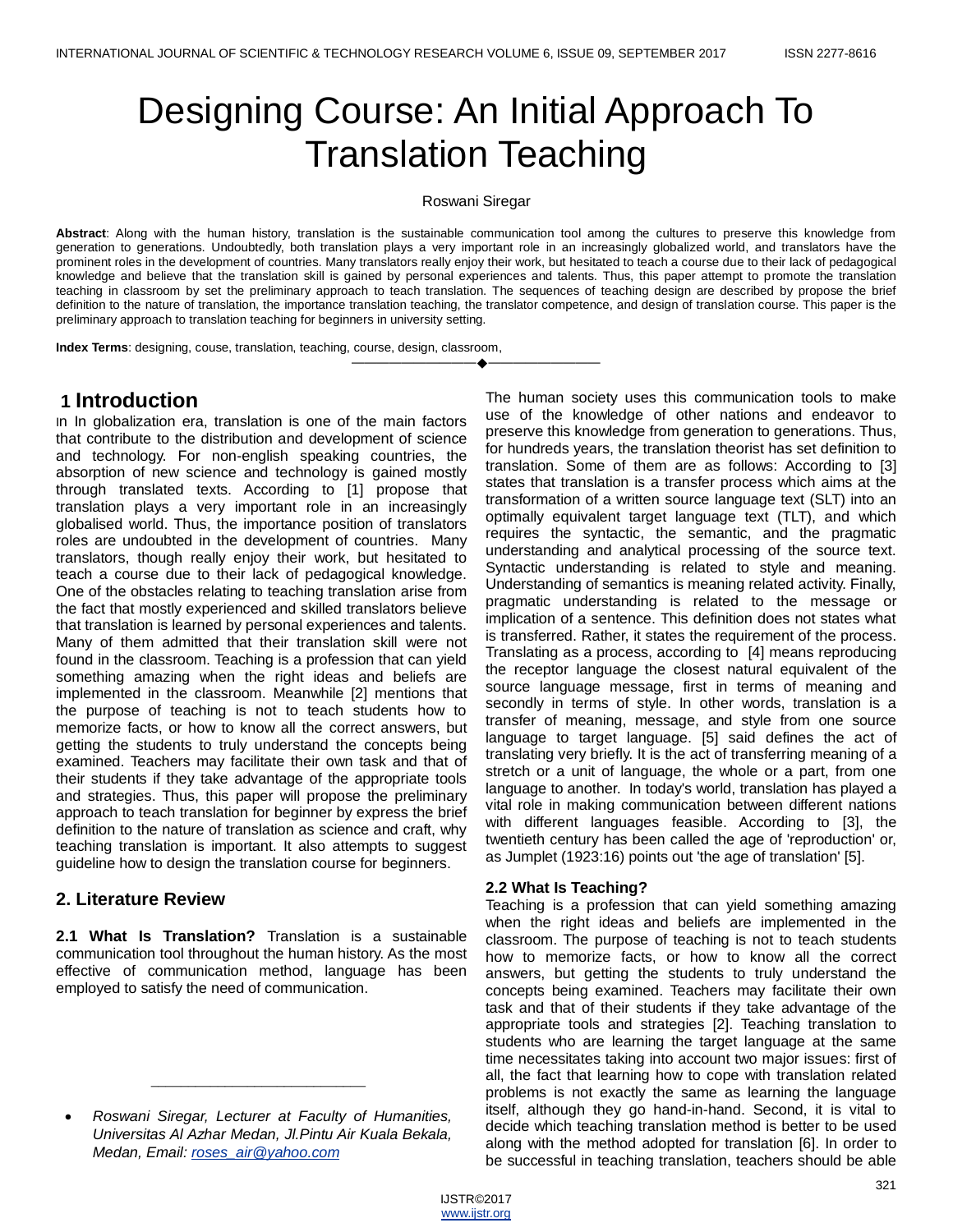# Designing Course: An Initial Approach To Translation Teaching

Roswani Siregar

**Abstract**: Along with the human history, translation is the sustainable communication tool among the cultures to preserve this knowledge from generation to generations. Undoubtedly, both translation plays a very important role in an increasingly globalized world, and translators have the prominent roles in the development of countries. Many translators really enjoy their work, but hesitated to teach a course due to their lack of pedagogical knowledge and believe that the translation skill is gained by personal experiences and talents. Thus, this paper attempt to promote the translation teaching in classroom by set the preliminary approach to teach translation. The sequences of teaching design are described by propose the brief definition to the nature of translation, the importance translation teaching, the translator competence, and design of translation course. This paper is the preliminary approach to translation teaching for beginners in university setting.

**Index Terms**: designing, couse, translation, teaching, course, design, classroom,

## 1 Introduction

In In globalization era, translation is one of the main factors that contribute to the distribution and development of science and technology. For non-english speaking countries, the absorption of new science and technology is gained mostly through translated texts. According to [1] propose that translation plays a very important role in an increasingly globalised world. Thus, the importance position of translators roles are undoubted in the development of countries. Many translators, though really enjoy their work, but hesitated to teach a course due to their lack of pedagogical knowledge. One of the obstacles relating to teaching translation arise from the fact that mostly experienced and skilled translators believe that translation is learned by personal experiences and talents. Many of them admitted that their translation skill were not found in the classroom. Teaching is a profession that can yield something amazing when the right ideas and beliefs are implemented in the classroom. Meanwhile [2] mentions that the purpose of teaching is not to teach students how to memorize facts, or how to know all the correct answers, but getting the students to truly understand the concepts being examined. Teachers may facilitate their own task and that of their students if they take advantage of the appropriate tools and strategies. Thus, this paper will propose the preliminary approach to teach translation for beginner by express the brief definition to the nature of translation as science and craft, why teaching translation is important. It also attempts to suggest guideline how to design the translation course for beginners.

## 2. Literature Review

**2.1 What Is Translation?** Translation is a sustainable communication tool throughout the human history. As the most effective of communication method, language has been employed to satisfy the need of communication. The human society uses this communication tools to make use of the knowledge of other nations and endeavor to preserve this knowledge from generation to generations. Thus, for hundreds years, the translation theorist has set definition to translation. Some of them are as follows: According to [3] states that translation is a transfer process which aims at the transformation of a written source language text (SLT) into an optimally equivalent target language text (TLT), and which requires the syntactic, the semantic, and the pragmatic understanding and analytical processing of the source text. Syntactic understanding is related to style and meaning. Understanding of semantics is meaning related activity. Finally, pragmatic understanding is related to the message or implication of a sentence. This definition does not states what is transferred. Rather, it states the requirement of the process. Translating as a process, according to [4] means reproducing the receptor language the closest natural equivalent of the source language message, first in terms of meaning and secondly in terms of style. In other words, translation is a transfer of meaning, message, and style from one source language to target language. [5] said defines the act of translating very briefly. It is the act of transferring meaning of a stretch or a unit of language, the whole or a part, from one language to another. In today's world, translation has played a vital role in making communication between different nations with different languages feasible. According to [3], the twentieth century has been called the age of 'reproduction' or, as Jumplet (1923:16) points out 'the age of translation' [5].

### 2.2 What Is Teaching?

Teaching is a profession that can yield something amazing when the right ideas and beliefs are implemented in the classroom. The purpose of teaching is not to teach students how to memorize facts, or how to know all the correct answers, but getting the students to truly understand the concepts being examined. Teachers may facilitate their own task and that of their students if they take advantage of the appropriate tools and strategies [2]. Teaching translation to students who are learning the target language at the same time necessitates taking into account two major issues: first of all, the fact that learning how to cope with translation related problems is not exactly the same as learning the language itself, although they go hand-in-hand. Second, it is vital to decide which teaching translation method is better to be used along with the method adopted for translation [6]. In order to be successful in teaching translation, teachers should be able

---

- *Roswani Siregar, Lecturer at Faculty of Humanities, Universitas Al Azhar Medan, Jl.Pintu Air Kuala Bekala, Medan, Email: roses_air@yahoo.com*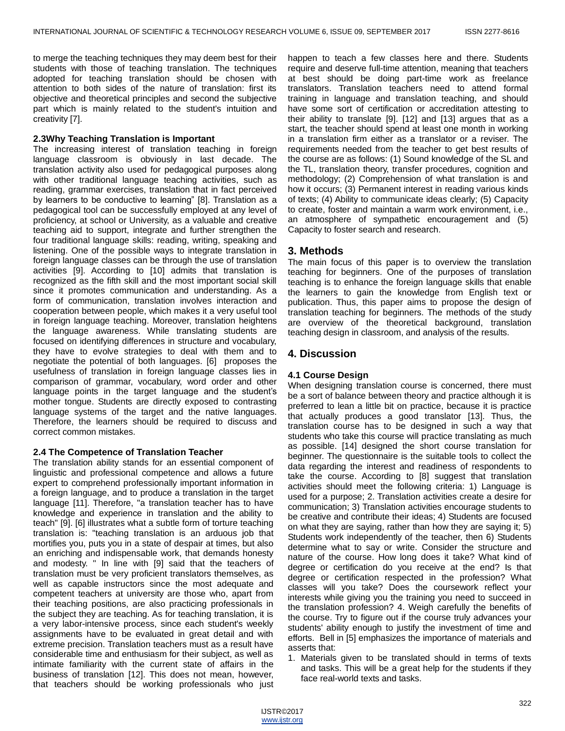to merge the teaching techniques they may deem best for their students with those of teaching translation. The techniques adopted for teaching translation should be chosen with attention to both sides of the nature of translation: first its objective and theoretical principles and second the subjective part which is mainly related to the student's intuition and creativity [7].

### 2.3Why Teaching Translation is Important

The increasing interest of translation teaching in foreign language classroom is obviously in last decade. The translation activity also used for pedagogical purposes along with other traditional language teaching activities, such as reading, grammar exercises, translation that in fact perceived by learners to be conductive to learning" [8]. Translation as a pedagogical tool can be successfully employed at any level of proficiency, at school or University, as a valuable and creative teaching aid to support, integrate and further strengthen the four traditional language skills: reading, writing, speaking and listening. One of the possible ways to integrate translation in foreign language classes can be through the use of translation activities [9]. According to [10] admits that translation is recognized as the fifth skill and the most important social skill since it promotes communication and understanding. As a form of communication, translation involves interaction and cooperation between people, which makes it a very useful tool in foreign language teaching. Moreover, translation heightens the language awareness. While translating students are focused on identifying differences in structure and vocabulary, they have to evolve strategies to deal with them and to negotiate the potential of both languages. [6] proposes the usefulness of translation in foreign language classes lies in comparison of grammar, vocabulary, word order and other language points in the target language and the student's mother tongue. Students are directly exposed to contrasting language systems of the target and the native languages. Therefore, the learners should be required to discuss and correct common mistakes.

### 2.4 The Competence of Translation Teacher

The translation ability stands for an essential component of linguistic and professional competence and allows a future expert to comprehend professionally important information in a foreign language, and to produce a translation in the target language [11]. Therefore, "a translation teacher has to have knowledge and experience in translation and the ability to teach" [9]. [6] illustrates what a subtle form of torture teaching translation is: "teaching translation is an arduous job that mortifies you, puts you in a state of despair at times, but also an enriching and indispensable work, that demands honesty and modesty. " In line with [9] said that the teachers of translation must be very proficient translators themselves, as well as capable instructors since the most adequate and competent teachers at university are those who, apart from their teaching positions, are also practicing professionals in the subject they are teaching. As for teaching translation, it is a very labor-intensive process, since each student's weekly assignments have to be evaluated in great detail and with extreme precision. Translation teachers must as a result have considerable time and enthusiasm for their subject, as well as intimate familiarity with the current state of affairs in the business of translation [12]. This does not mean, however, that teachers should be working professionals who just happen to teach a few classes here and there. Students require and deserve full-time attention, meaning that teachers at best should be doing part-time work as freelance translators. Translation teachers need to attend formal training in language and translation teaching, and should have some sort of certification or accreditation attesting to their ability to translate [9]. [12] and [13] argues that as a start, the teacher should spend at least one month in working in a translation firm either as a translator or a reviser. The requirements needed from the teacher to get best results of the course are as follows: (1) Sound knowledge of the SL and the TL, translation theory, transfer procedures, cognition and methodology; (2) Comprehension of what translation is and how it occurs; (3) Permanent interest in reading various kinds of texts; (4) Ability to communicate ideas clearly; (5) Capacity to create, foster and maintain a warm work environment, i.e., an atmosphere of sympathetic encouragement and (5) Capacity to foster search and research.

## 3. Methods

The main focus of this paper is to overview the translation teaching for beginners. One of the purposes of translation teaching is to enhance the foreign language skills that enable the learners to gain the knowledge from English text or publication. Thus, this paper aims to propose the design of translation teaching for beginners. The methods of the study are overview of the theoretical background, translation teaching design in classroom, and analysis of the results.

## 4. Discussion

### 4.1 Course Design

When designing translation course is concerned, there must be a sort of balance between theory and practice although it is preferred to lean a little bit on practice, because it is practice that actually produces a good translator [13]. Thus, the translation course has to be designed in such a way that students who take this course will practice translating as much as possible. [14] designed the short course translation for beginner. The questionnaire is the suitable tools to collect the data regarding the interest and readiness of respondents to take the course. According to [8] suggest that translation activities should meet the following criteria: 1) Language is used for a purpose; 2. Translation activities create a desire for communication; 3) Translation activities encourage students to be creative and contribute their ideas; 4) Students are focused on what they are saying, rather than how they are saying it; 5) Students work independently of the teacher, then 6) Students determine what to say or write. Consider the structure and nature of the course. How long does it take? What kind of degree or certification do you receive at the end? Is that degree or certification respected in the profession? What classes will you take? Does the coursework reflect your interests while giving you the training you need to succeed in the translation profession? 4. Weigh carefully the benefits of the course. Try to figure out if the course truly advances your students' ability enough to justify the investment of time and efforts. Bell in [5] emphasizes the importance of materials and asserts that:

1. Materials given to be translated should in terms of texts and tasks. This will be a great help for the students if they face real-world texts and tasks.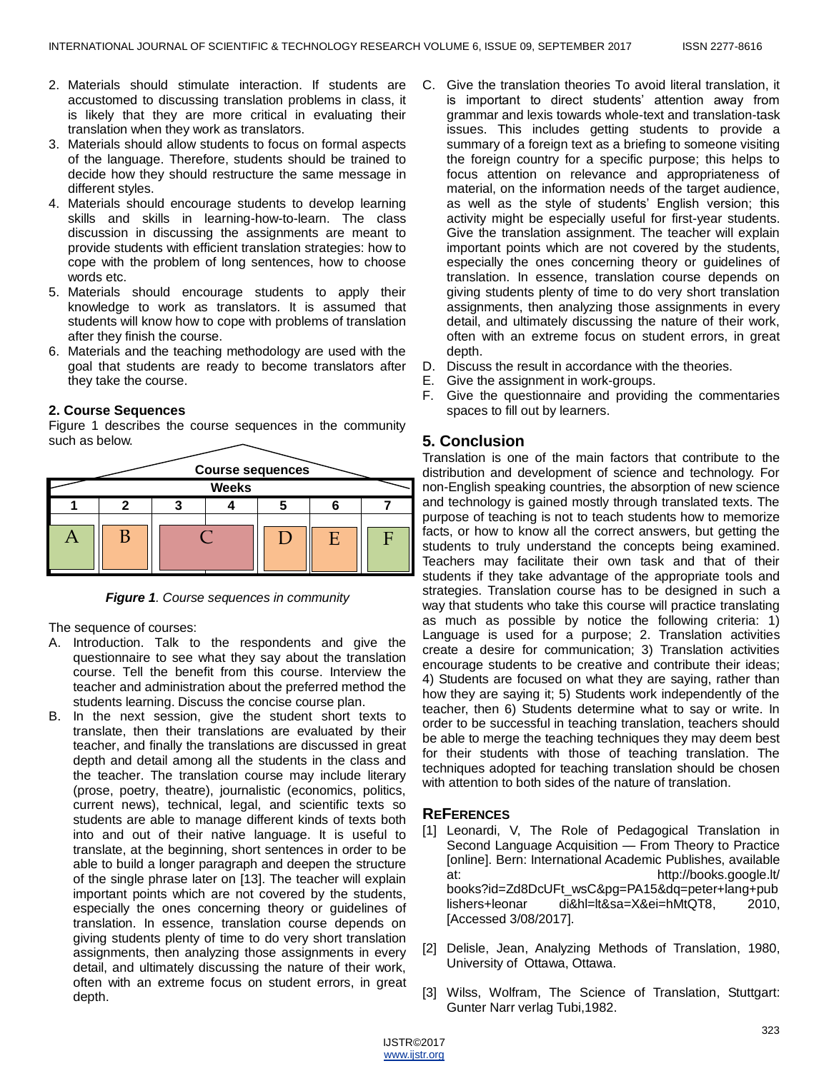2. Materials should stimulate interaction. If students are accustomed to discussing translation problems in class, it is likely that they are more critical in evaluating their translation when they work as translators.
3. Materials should allow students to focus on formal aspects of the language. Therefore, students should be trained to decide how they should restructure the same message in different styles.
4. Materials should encourage students to develop learning skills and skills in learning-how-to-learn. The class discussion in discussing the assignments are meant to provide students with efficient translation strategies: how to cope with the problem of long sentences, how to choose words etc.
5. Materials should encourage students to apply their knowledge to work as translators. It is assumed that students will know how to cope with problems of translation after they finish the course.
6. Materials and the teaching methodology are used with the goal that students are ready to become translators after they take the course.

### 2. Course Sequences

Figure 1 describes the course sequences in the community such as below.

| Course sequences | | | | | | |
|---|---|---|---|---|---|---|
| Weeks | | | | | | |
| 1 | 2 | 3 | 4 | 5 | 6 | 7 |
| A | B | C | | D | E | F |

***Figure 1**. Course sequences in community*

The sequence of courses:

A. Introduction. Talk to the respondents and give the questionnaire to see what they say about the translation course. Tell the benefit from this course. Interview the teacher and administration about the preferred method the students learning. Discuss the concise course plan.

B. In the next session, give the student short texts to translate, then their translations are evaluated by their teacher, and finally the translations are discussed in great depth and detail among all the students in the class and the teacher. The translation course may include literary (prose, poetry, theatre), journalistic (economics, politics, current news), technical, legal, and scientific texts so students are able to manage different kinds of texts both into and out of their native language. It is useful to translate, at the beginning, short sentences in order to be able to build a longer paragraph and deepen the structure of the single phrase later on [13]. The teacher will explain important points which are not covered by the students, especially the ones concerning theory or guidelines of translation. In essence, translation course depends on giving students plenty of time to do very short translation assignments, then analyzing those assignments in every detail, and ultimately discussing the nature of their work, often with an extreme focus on student errors, in great depth.

C. Give the translation theories To avoid literal translation, it is important to direct students' attention away from grammar and lexis towards whole-text and translation-task issues. This includes getting students to provide a summary of a foreign text as a briefing to someone visiting the foreign country for a specific purpose; this helps to focus attention on relevance and appropriateness of material, on the information needs of the target audience, as well as the style of students' English version; this activity might be especially useful for first-year students. Give the translation assignment. The teacher will explain important points which are not covered by the students, especially the ones concerning theory or guidelines of translation. In essence, translation course depends on giving students plenty of time to do very short translation assignments, then analyzing those assignments in every detail, and ultimately discussing the nature of their work, often with an extreme focus on student errors, in great depth.

D. Discuss the result in accordance with the theories.

E. Give the assignment in work-groups.

F. Give the questionnaire and providing the commentaries spaces to fill out by learners.

## 5. Conclusion

Translation is one of the main factors that contribute to the distribution and development of science and technology. For non-English speaking countries, the absorption of new science and technology is gained mostly through translated texts. The purpose of teaching is not to teach students how to memorize facts, or how to know all the correct answers, but getting the students to truly understand the concepts being examined. Teachers may facilitate their own task and that of their students if they take advantage of the appropriate tools and strategies. Translation course has to be designed in such a way that students who take this course will practice translating as much as possible by notice the following criteria: 1) Language is used for a purpose; 2. Translation activities create a desire for communication; 3) Translation activities encourage students to be creative and contribute their ideas; 4) Students are focused on what they are saying, rather than how they are saying it; 5) Students work independently of the teacher, then 6) Students determine what to say or write. In order to be successful in teaching translation, teachers should be able to merge the teaching techniques they may deem best for their students with those of teaching translation. The techniques adopted for teaching translation should be chosen with attention to both sides of the nature of translation.

## REFERENCES

[1] Leonardi, V, The Role of Pedagogical Translation in Second Language Acquisition — From Theory to Practice [online]. Bern: International Academic Publishes, available at: http://books.google.lt/books?id=Zd8DcUFt_wsC&pg=PA15&dq=peter+lang+publishers+leonardi&hl=lt&sa=X&ei=hMtQT8, 2010, [Accessed 3/08/2017].

[2] Delisle, Jean, Analyzing Methods of Translation, 1980, University of Ottawa, Ottawa.

[3] Wilss, Wolfram, The Science of Translation, Stuttgart: Gunter Narr verlag Tubi,1982.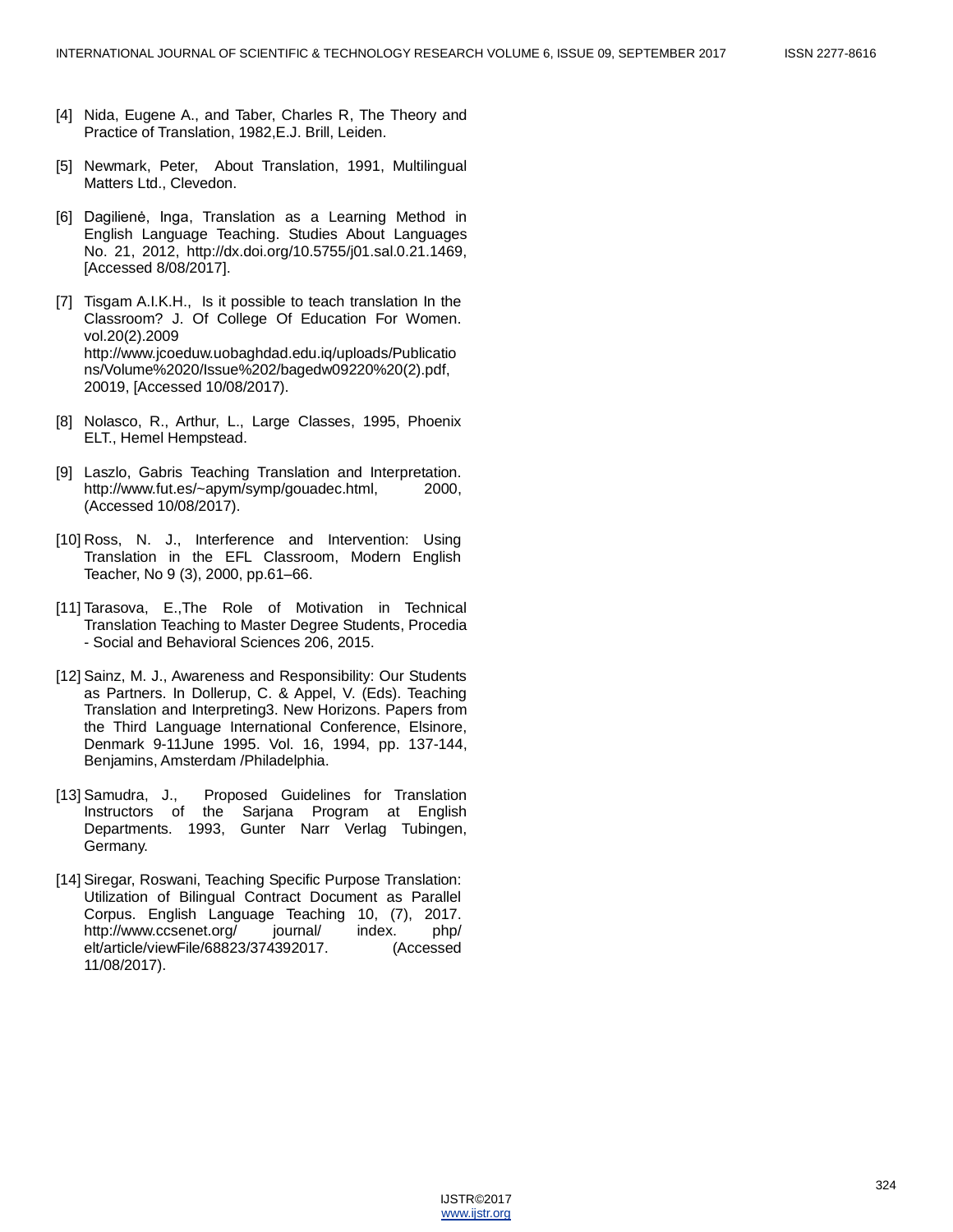[4] Nida, Eugene A., and Taber, Charles R, The Theory and Practice of Translation, 1982,E.J. Brill, Leiden.

[5] Newmark, Peter, About Translation, 1991, Multilingual Matters Ltd., Clevedon.

[6] Dagilienė, Inga, Translation as a Learning Method in English Language Teaching. Studies About Languages No. 21, 2012, http://dx.doi.org/10.5755/j01.sal.0.21.1469, [Accessed 8/08/2017].

[7] Tisgam A.I.K.H., Is it possible to teach translation In the Classroom? J. Of College Of Education For Women. vol.20(2).2009 http://www.jcoeduw.uobaghdad.edu.iq/uploads/Publications/Volume%2020/Issue%202/bagedw09220%20(2).pdf, 20019, [Accessed 10/08/2017).

[8] Nolasco, R., Arthur, L., Large Classes, 1995, Phoenix ELT., Hemel Hempstead.

[9] Laszlo, Gabris Teaching Translation and Interpretation. http://www.fut.es/~apym/symp/gouadec.html, 2000, (Accessed 10/08/2017).

[10] Ross, N. J., Interference and Intervention: Using Translation in the EFL Classroom, Modern English Teacher, No 9 (3), 2000, pp.61–66.

[11] Tarasova, E.,The Role of Motivation in Technical Translation Teaching to Master Degree Students, Procedia - Social and Behavioral Sciences 206, 2015.

[12] Sainz, M. J., Awareness and Responsibility: Our Students as Partners. In Dollerup, C. & Appel, V. (Eds). Teaching Translation and Interpreting3. New Horizons. Papers from the Third Language International Conference, Elsinore, Denmark 9-11June 1995. Vol. 16, 1994, pp. 137-144, Benjamins, Amsterdam /Philadelphia.

[13] Samudra, J., Proposed Guidelines for Translation Instructors of the Sarjana Program at English Departments. 1993, Gunter Narr Verlag Tubingen, Germany.

[14] Siregar, Roswani, Teaching Specific Purpose Translation: Utilization of Bilingual Contract Document as Parallel Corpus. English Language Teaching 10, (7), 2017. http://www.ccsenet.org/ journal/ index. php/ elt/article/viewFile/68823/374392017. (Accessed 11/08/2017).